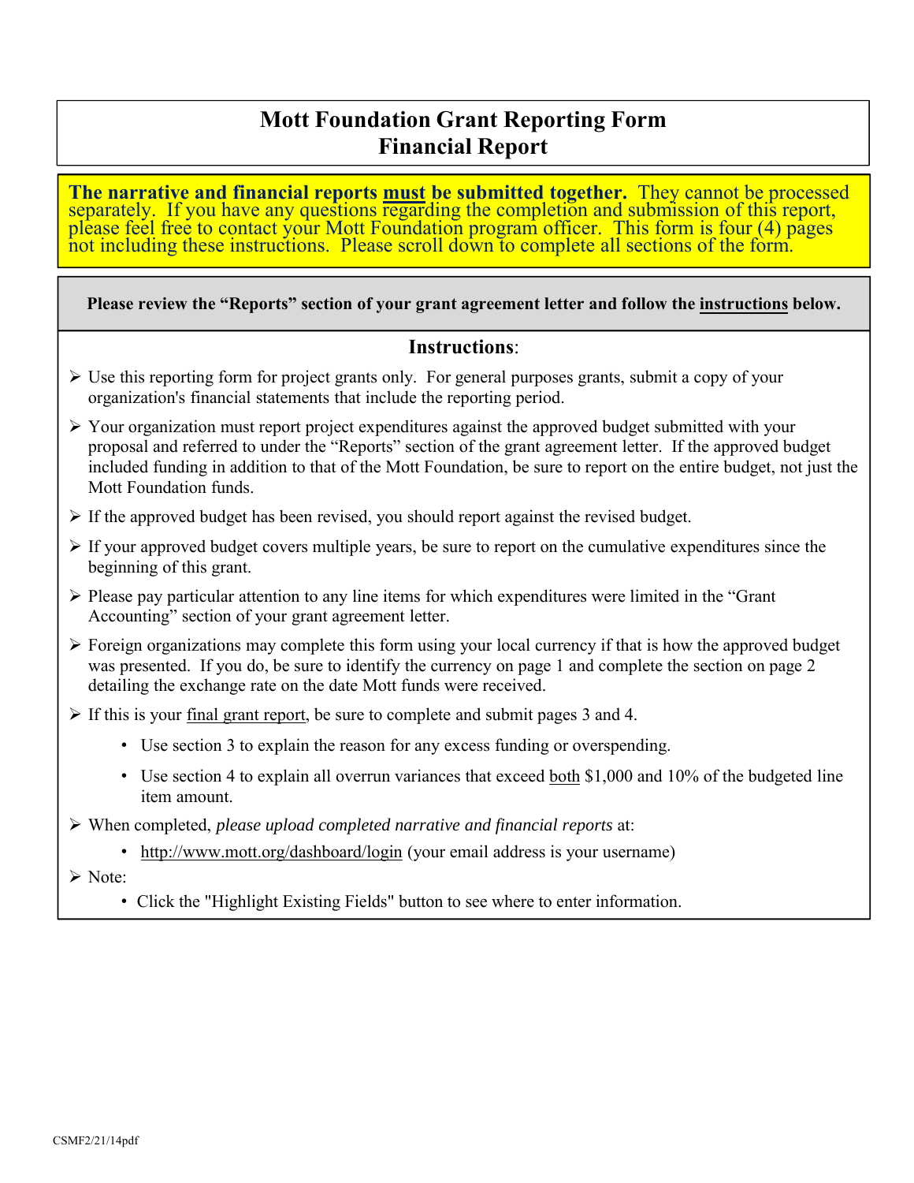# Mott Foundation Grant Reporting Form
# Financial Report

**The narrative and financial reports <u>must</u> be submitted together.** They cannot be processed separately. If you have any questions regarding the completion and submission of this report, please feel free to contact your Mott Foundation program officer. This form is four (4) pages not including these instructions. Please scroll down to complete all sections of the form.

**Please review the "Reports" section of your grant agreement letter and follow the <u>instructions</u> below.**

## Instructions:

- Use this reporting form for project grants only. For general purposes grants, submit a copy of your organization's financial statements that include the reporting period.
- Your organization must report project expenditures against the approved budget submitted with your proposal and referred to under the "Reports" section of the grant agreement letter. If the approved budget included funding in addition to that of the Mott Foundation, be sure to report on the entire budget, not just the Mott Foundation funds.
- If the approved budget has been revised, you should report against the revised budget.
- If your approved budget covers multiple years, be sure to report on the cumulative expenditures since the beginning of this grant.
- Please pay particular attention to any line items for which expenditures were limited in the "Grant Accounting" section of your grant agreement letter.
- Foreign organizations may complete this form using your local currency if that is how the approved budget was presented. If you do, be sure to identify the currency on page 1 and complete the section on page 2 detailing the exchange rate on the date Mott funds were received.
- If this is your <u>final grant report</u>, be sure to complete and submit pages 3 and 4.
  - Use section 3 to explain the reason for any excess funding or overspending.
  - Use section 4 to explain all overrun variances that exceed <u>both</u> $1,000 and 10% of the budgeted line item amount.
- When completed, *please upload completed narrative and financial reports* at:
  - http://www.mott.org/dashboard/login (your email address is your username)
- Note:
  - Click the "Highlight Existing Fields" button to see where to enter information.

CSMF2/21/14pdf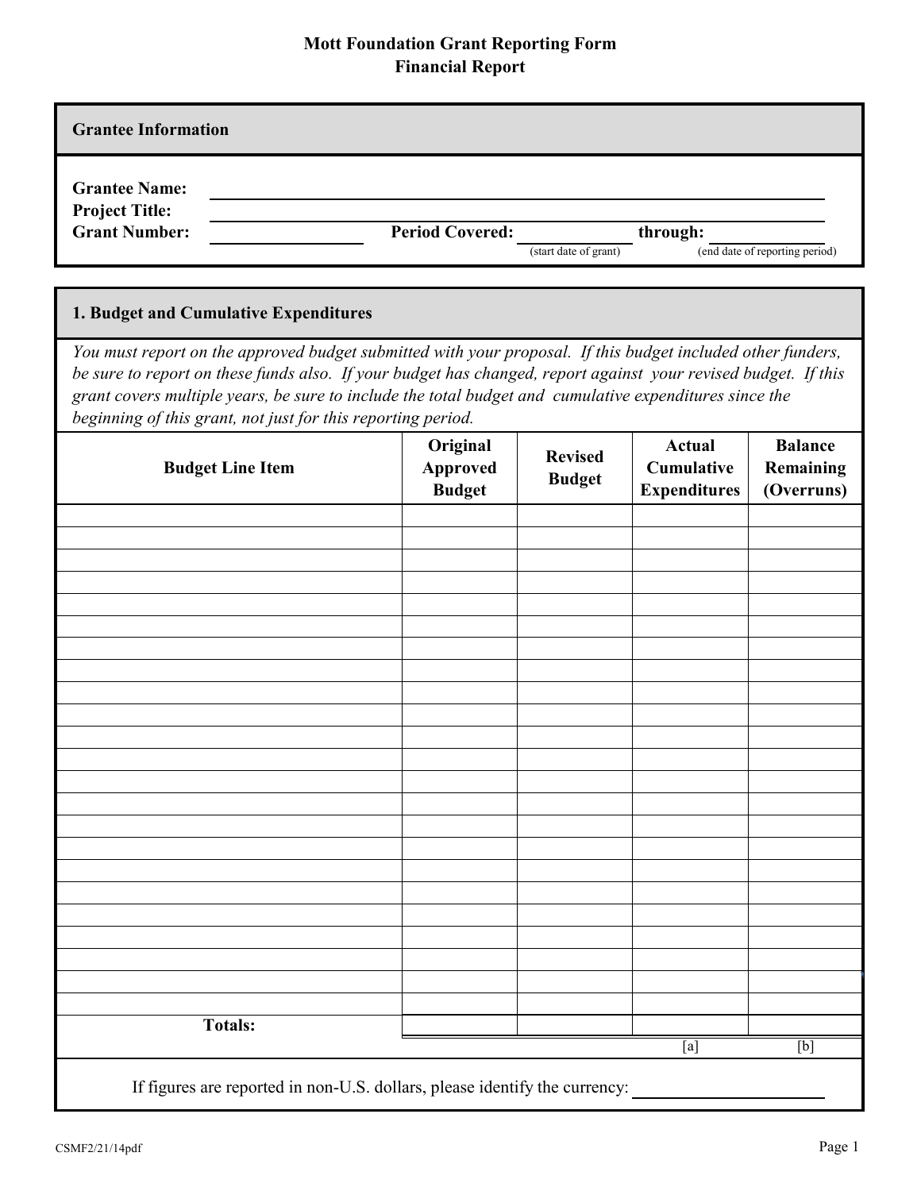# Mott Foundation Grant Reporting Form
## Financial Report

| Grantee Information |
|---|

**Grantee Name:** \_\_\_\_\_\_\_\_\_\_\_\_\_\_\_\_\_\_\_\_\_\_\_\_\_\_\_\_\_\_\_\_\_\_\_\_\_\_\_\_

**Project Title:** \_\_\_\_\_\_\_\_\_\_\_\_\_\_\_\_\_\_\_\_\_\_\_\_\_\_\_\_\_\_\_\_\_\_\_\_\_\_\_\_

**Grant Number:** \_\_\_\_\_\_\_\_\_\_\_\_\_\_\_ **Period Covered:** \_\_\_\_\_\_\_\_\_\_\_\_ (start date of grant) **through:** \_\_\_\_\_\_\_\_\_\_\_\_ (end date of reporting period)

## 1. Budget and Cumulative Expenditures

*You must report on the approved budget submitted with your proposal. If this budget included other funders, be sure to report on these funds also. If your budget has changed, report against your revised budget. If this grant covers multiple years, be sure to include the total budget and cumulative expenditures since the beginning of this grant, not just for this reporting period.*

| Budget Line Item | Original Approved Budget | Revised Budget | Actual Cumulative Expenditures | Balance Remaining (Overruns) |
|---|---|---|---|---|
| | | | | |
| | | | | |
| | | | | |
| | | | | |
| | | | | |
| | | | | |
| | | | | |
| | | | | |
| | | | | |
| | | | | |
| | | | | |
| | | | | |
| | | | | |
| | | | | |
| | | | | |
| | | | | |
| | | | | |
| | | | | |
| | | | | |
| | | | | |
| | | | | |
| | | | | |
| | | | | |
| **Totals:** | | | [a] | [b] |

If figures are reported in non-U.S. dollars, please identify the currency: \_\_\_\_\_\_\_\_\_\_\_\_\_\_\_\_\_\_\_\_

CSMF2/21/14pdf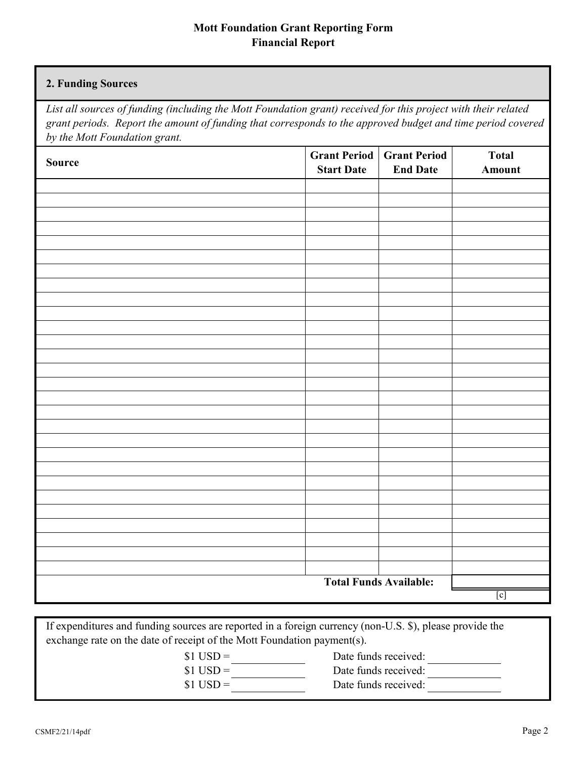# Mott Foundation Grant Reporting Form
## Financial Report

### 2. Funding Sources

*List all sources of funding (including the Mott Foundation grant) received for this project with their related grant periods. Report the amount of funding that corresponds to the approved budget and time period covered by the Mott Foundation grant.*

| Source | Grant Period Start Date | Grant Period End Date | Total Amount |
|---|---|---|---|
| | | | |
| | | | |
| | | | |
| | | | |
| | | | |
| | | | |
| | | | |
| | | | |
| | | | |
| | | | |
| | | | |
| | | | |
| | | | |
| | | | |
| | | | |
| | | | |
| | | | |
| | | | |
| | | | |
| | | | |
| | | | |
| | | | |
| | | | |
| | | | |
| | | | |
| | | | |
| | | | |
| | | | |
| | | **Total Funds Available:** | [c] |

If expenditures and funding sources are reported in a foreign currency (non-U.S. $), please provide the exchange rate on the date of receipt of the Mott Foundation payment(s).

$1 USD = ____________ Date funds received: ____________

$1 USD = ____________ Date funds received: ____________

$1 USD = ____________ Date funds received: ____________

CSMF2/21/14pdf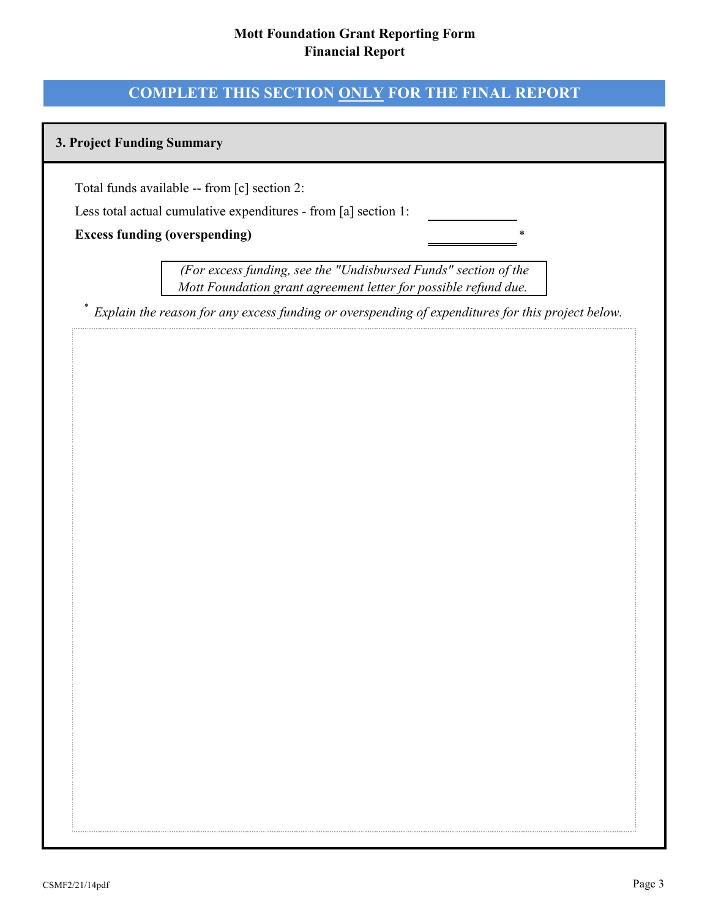# Mott Foundation Grant Reporting Form
## Financial Report

## COMPLETE THIS SECTION ONLY FOR THE FINAL REPORT

### 3. Project Funding Summary

Total funds available -- from [c] section 2:

Less total actual cumulative expenditures - from [a] section 1: \_\_\_\_\_\_\_\_\_\_\_\_

**Excess funding (overspending)** \_\_\_\_\_\_\_\_\_\_\_\_ *

*(For excess funding, see the "Undisbursed Funds" section of the Mott Foundation grant agreement letter for possible refund due.*

\* *Explain the reason for any excess funding or overspending of expenditures for this project below.*

CSMF2/21/14pdf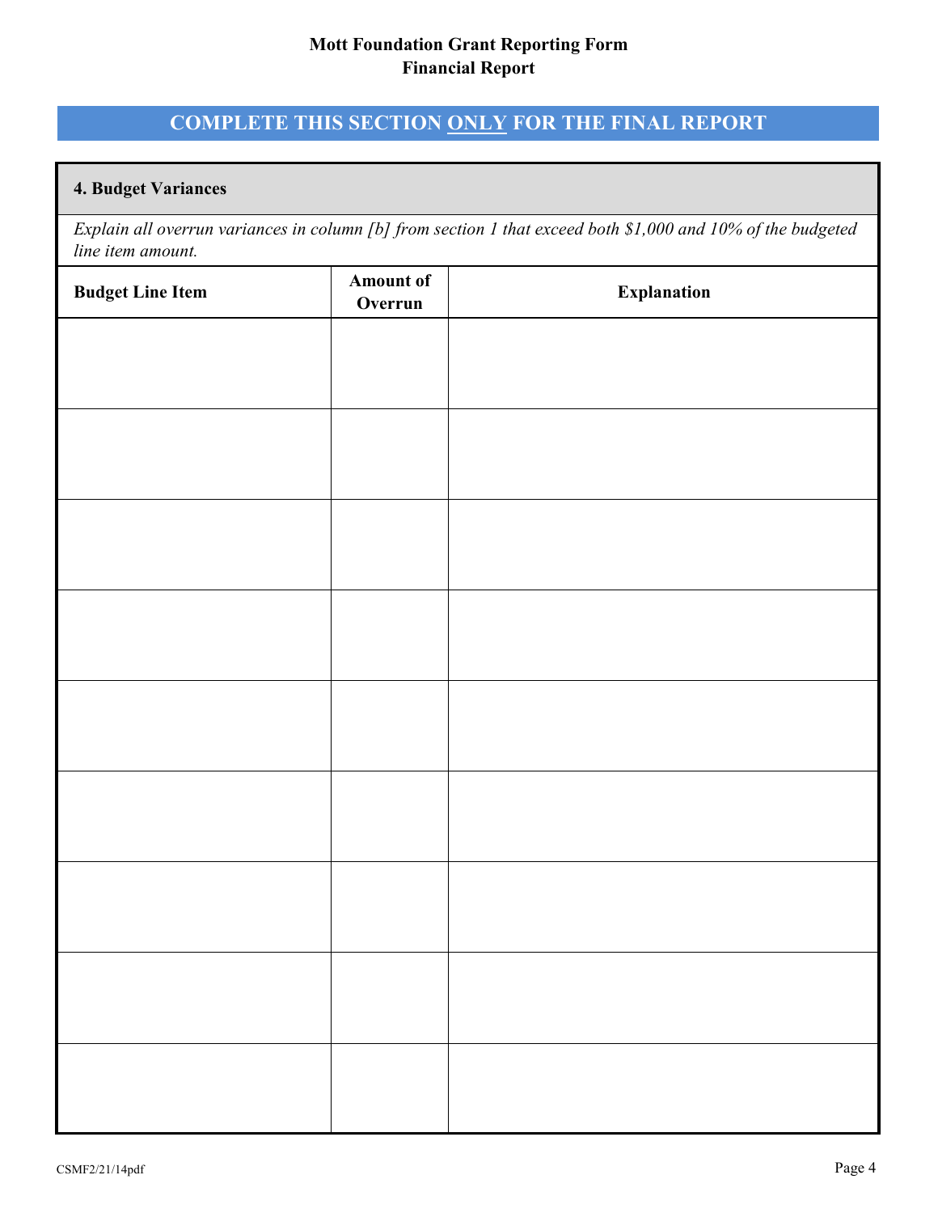# Mott Foundation Grant Reporting Form
## Financial Report

**COMPLETE THIS SECTION ONLY FOR THE FINAL REPORT**

### 4. Budget Variances

*Explain all overrun variances in column [b] from section 1 that exceed both $1,000 and 10% of the budgeted line item amount.*

| Budget Line Item | Amount of Overrun | Explanation |
|---|---|---|
| | | |
| | | |
| | | |
| | | |
| | | |
| | | |
| | | |
| | | |
| | | |

CSMF2/21/14pdf